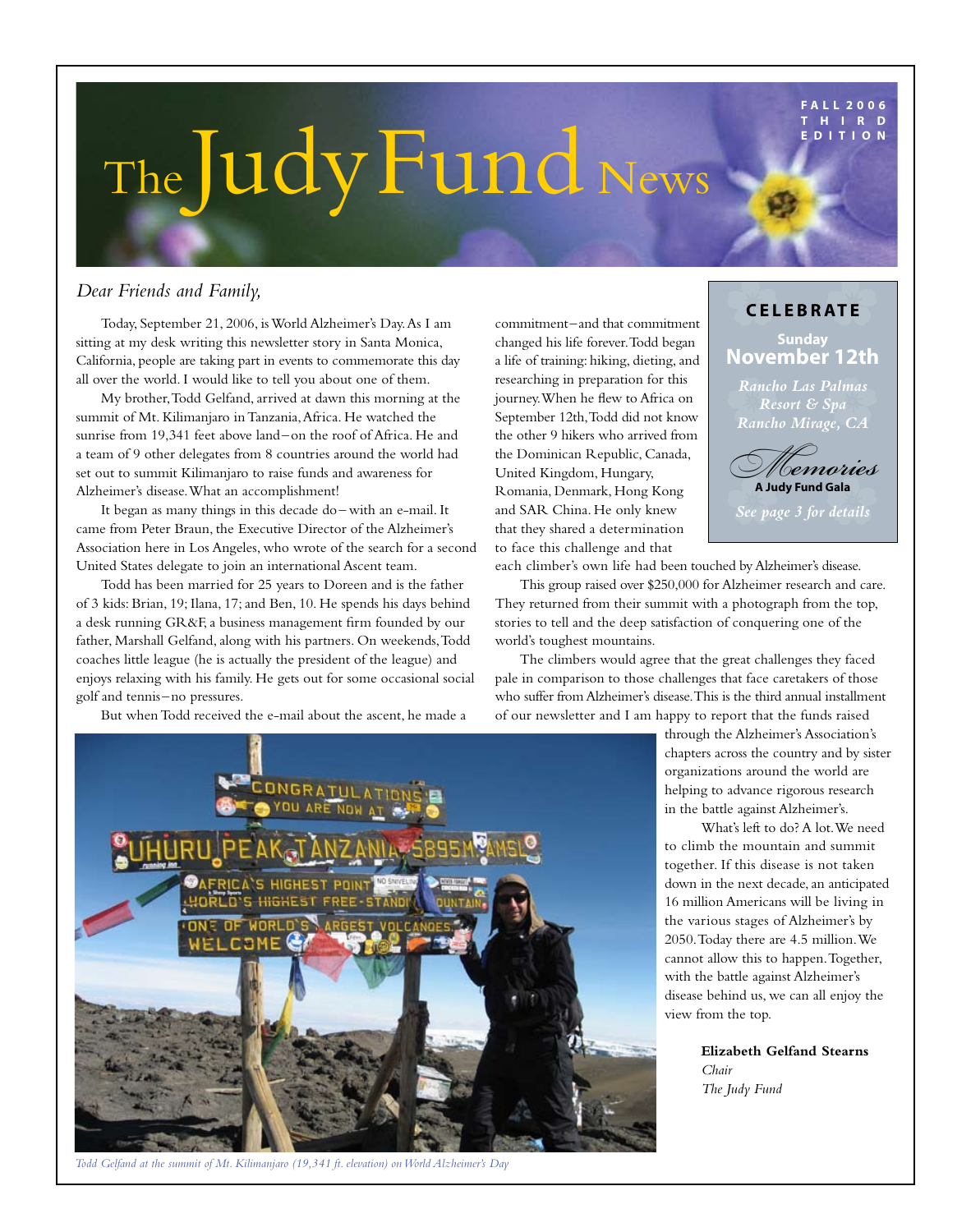# The Judy Fund News

FALL 2006
THIRD EDITION

*Dear Friends and Family,*

Today, September 21, 2006, is World Alzheimer's Day. As I am sitting at my desk writing this newsletter story in Santa Monica, California, people are taking part in events to commemorate this day all over the world. I would like to tell you about one of them.

My brother, Todd Gelfand, arrived at dawn this morning at the summit of Mt. Kilimanjaro in Tanzania, Africa. He watched the sunrise from 19,341 feet above land – on the roof of Africa. He and a team of 9 other delegates from 8 countries around the world had set out to summit Kilimanjaro to raise funds and awareness for Alzheimer's disease. What an accomplishment!

It began as many things in this decade do – with an e-mail. It came from Peter Braun, the Executive Director of the Alzheimer's Association here in Los Angeles, who wrote of the search for a second United States delegate to join an international Ascent team.

Todd has been married for 25 years to Doreen and is the father of 3 kids: Brian, 19; Ilana, 17; and Ben, 10. He spends his days behind a desk running GR&F, a business management firm founded by our father, Marshall Gelfand, along with his partners. On weekends, Todd coaches little league (he is actually the president of the league) and enjoys relaxing with his family. He gets out for some occasional social golf and tennis – no pressures.

But when Todd received the e-mail about the ascent, he made a commitment – and that commitment changed his life forever. Todd began a life of training: hiking, dieting, and researching in preparation for this journey. When he flew to Africa on September 12th, Todd did not know the other 9 hikers who arrived from the Dominican Republic, Canada, United Kingdom, Hungary, Romania, Denmark, Hong Kong and SAR China. He only knew that they shared a determination to face this challenge and that each climber's own life had been touched by Alzheimer's disease.

This group raised over $250,000 for Alzheimer research and care. They returned from their summit with a photograph from the top, stories to tell and the deep satisfaction of conquering one of the world's toughest mountains.

The climbers would agree that the great challenges they faced pale in comparison to those challenges that face caretakers of those who suffer from Alzheimer's disease. This is the third annual installment of our newsletter and I am happy to report that the funds raised through the Alzheimer's Association's chapters across the country and by sister organizations around the world are helping to advance rigorous research in the battle against Alzheimer's.

What's left to do? A lot. We need to climb the mountain and summit together. If this disease is not taken down in the next decade, an anticipated 16 million Americans will be living in the various stages of Alzheimer's by 2050. Today there are 4.5 million. We cannot allow this to happen. Together, with the battle against Alzheimer's disease behind us, we can all enjoy the view from the top.

**Elizabeth Gelfand Stearns**
*Chair*
*The Judy Fund*

---

**CELEBRATE**

**Sunday**
**November 12th**

*Rancho Las Palmas Resort & Spa*
*Rancho Mirage, CA*

*Memories*
**A Judy Fund Gala**

*See page 3 for details*

---

*Todd Gelfand at the summit of Mt. Kilimanjaro (19,341 ft. elevation) on World Alzheimer's Day*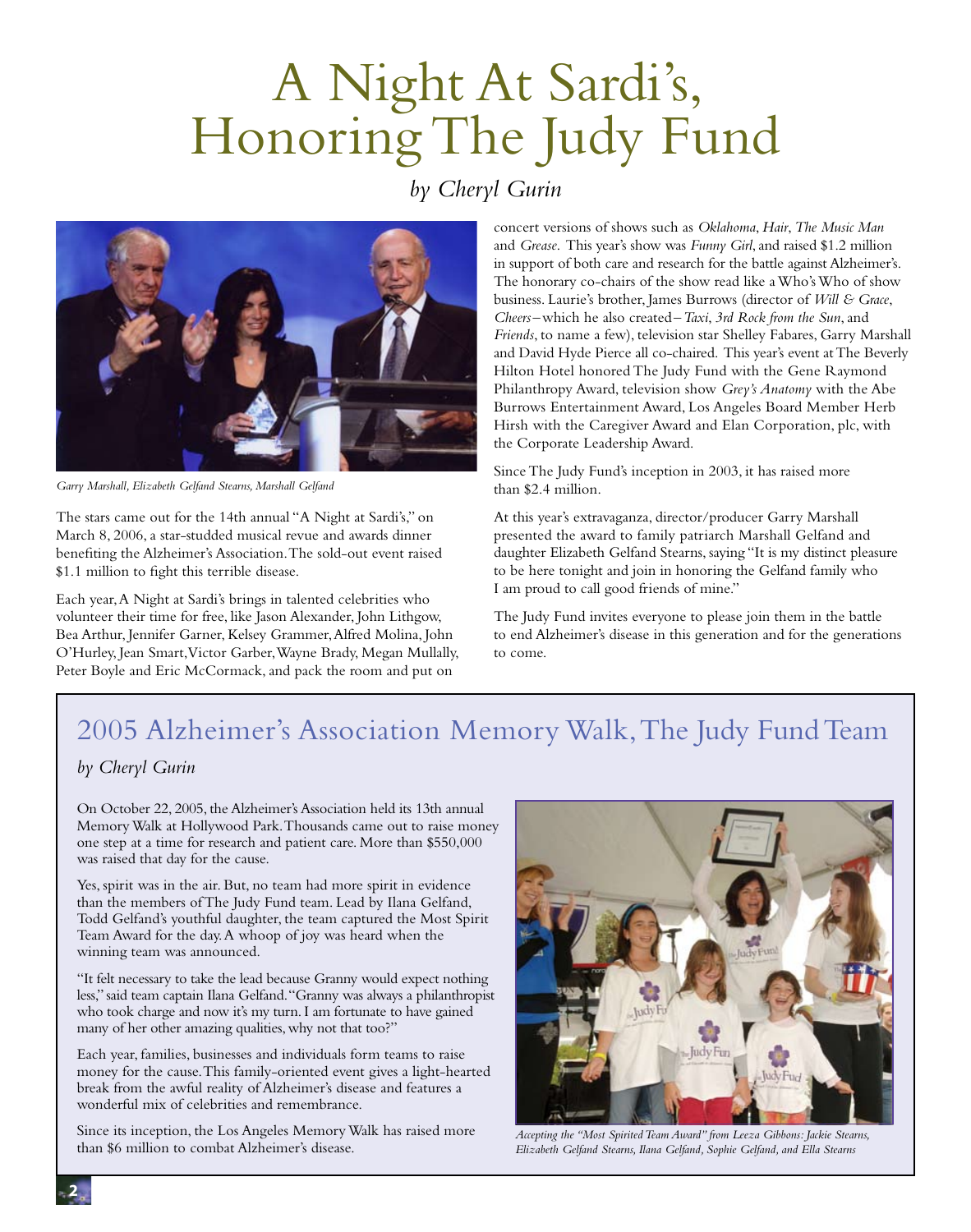# A Night At Sardi's, Honoring The Judy Fund

*by Cheryl Gurin*

*Garry Marshall, Elizabeth Gelfand Stearns, Marshall Gelfand*

The stars came out for the 14th annual "A Night at Sardi's," on March 8, 2006, a star-studded musical revue and awards dinner benefiting the Alzheimer's Association. The sold-out event raised $1.1 million to fight this terrible disease.

Each year, A Night at Sardi's brings in talented celebrities who volunteer their time for free, like Jason Alexander, John Lithgow, Bea Arthur, Jennifer Garner, Kelsey Grammer, Alfred Molina, John O'Hurley, Jean Smart, Victor Garber, Wayne Brady, Megan Mullally, Peter Boyle and Eric McCormack, and pack the room and put on concert versions of shows such as *Oklahoma*, *Hair*, *The Music Man* and *Grease*. This year's show was *Funny Girl*, and raised $1.2 million in support of both care and research for the battle against Alzheimer's. The honorary co-chairs of the show read like a Who's Who of show business. Laurie's brother, James Burrows (director of *Will & Grace*, *Cheers*–which he also created–*Taxi*, *3rd Rock from the Sun*, and *Friends*, to name a few), television star Shelley Fabares, Garry Marshall and David Hyde Pierce all co-chaired. This year's event at The Beverly Hilton Hotel honored The Judy Fund with the Gene Raymond Philanthropy Award, television show *Grey's Anatomy* with the Abe Burrows Entertainment Award, Los Angeles Board Member Herb Hirsh with the Caregiver Award and Elan Corporation, plc, with the Corporate Leadership Award.

Since The Judy Fund's inception in 2003, it has raised more than $2.4 million.

At this year's extravaganza, director/producer Garry Marshall presented the award to family patriarch Marshall Gelfand and daughter Elizabeth Gelfand Stearns, saying "It is my distinct pleasure to be here tonight and join in honoring the Gelfand family who I am proud to call good friends of mine."

The Judy Fund invites everyone to please join them in the battle to end Alzheimer's disease in this generation and for the generations to come.

## 2005 Alzheimer's Association Memory Walk, The Judy Fund Team

*by Cheryl Gurin*

On October 22, 2005, the Alzheimer's Association held its 13th annual Memory Walk at Hollywood Park. Thousands came out to raise money one step at a time for research and patient care. More than $550,000 was raised that day for the cause.

Yes, spirit was in the air. But, no team had more spirit in evidence than the members of The Judy Fund team. Lead by Ilana Gelfand, Todd Gelfand's youthful daughter, the team captured the Most Spirit Team Award for the day. A whoop of joy was heard when the winning team was announced.

"It felt necessary to take the lead because Granny would expect nothing less," said team captain Ilana Gelfand. "Granny was always a philanthropist who took charge and now it's my turn. I am fortunate to have gained many of her other amazing qualities, why not that too?"

Each year, families, businesses and individuals form teams to raise money for the cause. This family-oriented event gives a light-hearted break from the awful reality of Alzheimer's disease and features a wonderful mix of celebrities and remembrance.

Since its inception, the Los Angeles Memory Walk has raised more than $6 million to combat Alzheimer's disease.

*Accepting the "Most Spirited Team Award" from Leeza Gibbons: Jackie Stearns, Elizabeth Gelfand Stearns, Ilana Gelfand, Sophie Gelfand, and Ella Stearns*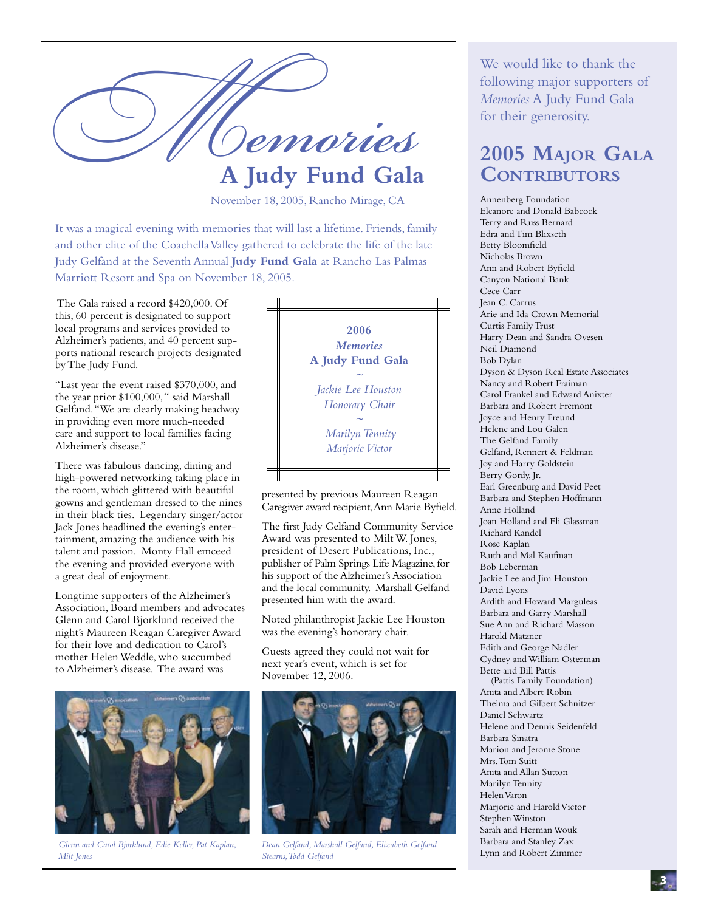# *Memories*
# A Judy Fund Gala

November 18, 2005, Rancho Mirage, CA

It was a magical evening with memories that will last a lifetime. Friends, family and other elite of the Coachella Valley gathered to celebrate the life of the late Judy Gelfand at the Seventh Annual **Judy Fund Gala** at Rancho Las Palmas Marriott Resort and Spa on November 18, 2005.

The Gala raised a record $420,000. Of this, 60 percent is designated to support local programs and services provided to Alzheimer's patients, and 40 percent supports national research projects designated by The Judy Fund.

"Last year the event raised $370,000, and the year prior $100,000," said Marshall Gelfand. "We are clearly making headway in providing even more much-needed care and support to local families facing Alzheimer's disease."

There was fabulous dancing, dining and high-powered networking taking place in the room, which glittered with beautiful gowns and gentleman dressed to the nines in their black ties. Legendary singer/actor Jack Jones headlined the evening's entertainment, amazing the audience with his talent and passion. Monty Hall emceed the evening and provided everyone with a great deal of enjoyment.

Longtime supporters of the Alzheimer's Association, Board members and advocates Glenn and Carol Bjorklund received the night's Maureen Reagan Caregiver Award for their love and dedication to Carol's mother Helen Weddle, who succumbed to Alzheimer's disease. The award was presented by previous Maureen Reagan Caregiver award recipient, Ann Marie Byfield.

> **2006**
> ***Memories***
> **A Judy Fund Gala**
> ~
> *Jackie Lee Houston*
> *Honorary Chair*
> ~
> *Marilyn Tennity*
> *Marjorie Victor*

The first Judy Gelfand Community Service Award was presented to Milt W. Jones, president of Desert Publications, Inc., publisher of Palm Springs Life Magazine, for his support of the Alzheimer's Association and the local community. Marshall Gelfand presented him with the award.

Noted philanthropist Jackie Lee Houston was the evening's honorary chair.

Guests agreed they could not wait for next year's event, which is set for November 12, 2006.

*Glenn and Carol Bjorklund, Edie Keller, Pat Kaplan, Milt Jones*

*Dean Gelfand, Marshall Gelfand, Elizabeth Gelfand Stearns, Todd Gelfand*

We would like to thank the following major supporters of *Memories* A Judy Fund Gala for their generosity.

## 2005 Major Gala Contributors

Annenberg Foundation
Eleanore and Donald Babcock
Terry and Russ Bernard
Edra and Tim Blixseth
Betty Bloomfield
Nicholas Brown
Ann and Robert Byfield
Canyon National Bank
Cece Carr
Jean C. Carrus
Arie and Ida Crown Memorial
Curtis Family Trust
Harry Dean and Sandra Ovesen
Neil Diamond
Bob Dylan
Dyson & Dyson Real Estate Associates
Nancy and Robert Fraiman
Carol Frankel and Edward Anixter
Barbara and Robert Fremont
Joyce and Henry Freund
Helene and Lou Galen
The Gelfand Family
Gelfand, Rennert & Feldman
Joy and Harry Goldstein
Berry Gordy, Jr.
Earl Greenburg and David Peet
Barbara and Stephen Hoffmann
Anne Holland
Joan Holland and Eli Glassman
Richard Kandel
Rose Kaplan
Ruth and Mal Kaufman
Bob Leberman
Jackie Lee and Jim Houston
David Lyons
Ardith and Howard Marguleas
Barbara and Garry Marshall
Sue Ann and Richard Masson
Harold Matzner
Edith and George Nadler
Cydney and William Osterman
Bette and Bill Pattis
(Pattis Family Foundation)
Anita and Albert Robin
Thelma and Gilbert Schnitzer
Daniel Schwartz
Helene and Dennis Seidenfeld
Barbara Sinatra
Marion and Jerome Stone
Mrs. Tom Suitt
Anita and Allan Sutton
Marilyn Tennity
Helen Varon
Marjorie and Harold Victor
Stephen Winston
Sarah and Herman Wouk
Barbara and Stanley Zax
Lynn and Robert Zimmer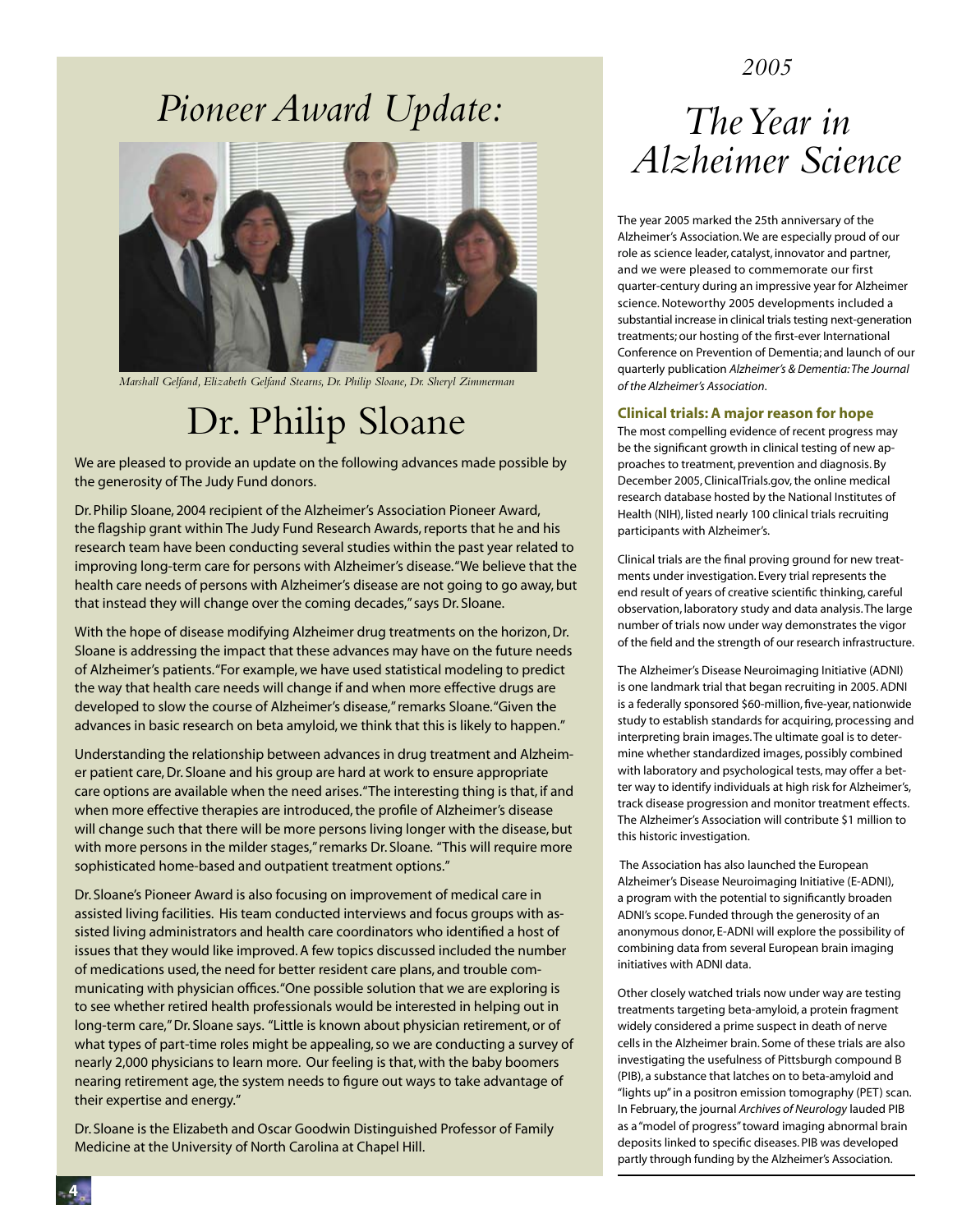# Pioneer Award Update:

*Marshall Gelfand, Elizabeth Gelfand Stearns, Dr. Philip Sloane, Dr. Sheryl Zimmerman*

## Dr. Philip Sloane

We are pleased to provide an update on the following advances made possible by the generosity of The Judy Fund donors.

Dr. Philip Sloane, 2004 recipient of the Alzheimer's Association Pioneer Award, the flagship grant within The Judy Fund Research Awards, reports that he and his research team have been conducting several studies within the past year related to improving long-term care for persons with Alzheimer's disease. "We believe that the health care needs of persons with Alzheimer's disease are not going to go away, but that instead they will change over the coming decades," says Dr. Sloane.

With the hope of disease modifying Alzheimer drug treatments on the horizon, Dr. Sloane is addressing the impact that these advances may have on the future needs of Alzheimer's patients. "For example, we have used statistical modeling to predict the way that health care needs will change if and when more effective drugs are developed to slow the course of Alzheimer's disease," remarks Sloane. "Given the advances in basic research on beta amyloid, we think that this is likely to happen."

Understanding the relationship between advances in drug treatment and Alzheimer patient care, Dr. Sloane and his group are hard at work to ensure appropriate care options are available when the need arises. "The interesting thing is that, if and when more effective therapies are introduced, the profile of Alzheimer's disease will change such that there will be more persons living longer with the disease, but with more persons in the milder stages," remarks Dr. Sloane. "This will require more sophisticated home-based and outpatient treatment options."

Dr. Sloane's Pioneer Award is also focusing on improvement of medical care in assisted living facilities. His team conducted interviews and focus groups with assisted living administrators and health care coordinators who identified a host of issues that they would like improved. A few topics discussed included the number of medications used, the need for better resident care plans, and trouble communicating with physician offices. "One possible solution that we are exploring is to see whether retired health professionals would be interested in helping out in long-term care," Dr. Sloane says. "Little is known about physician retirement, or of what types of part-time roles might be appealing, so we are conducting a survey of nearly 2,000 physicians to learn more. Our feeling is that, with the baby boomers nearing retirement age, the system needs to figure out ways to take advantage of their expertise and energy."

Dr. Sloane is the Elizabeth and Oscar Goodwin Distinguished Professor of Family Medicine at the University of North Carolina at Chapel Hill.

*2005*

# The Year in Alzheimer Science

The year 2005 marked the 25th anniversary of the Alzheimer's Association. We are especially proud of our role as science leader, catalyst, innovator and partner, and we were pleased to commemorate our first quarter-century during an impressive year for Alzheimer science. Noteworthy 2005 developments included a substantial increase in clinical trials testing next-generation treatments; our hosting of the first-ever International Conference on Prevention of Dementia; and launch of our quarterly publication *Alzheimer's & Dementia: The Journal of the Alzheimer's Association*.

### Clinical trials: A major reason for hope

The most compelling evidence of recent progress may be the significant growth in clinical testing of new approaches to treatment, prevention and diagnosis. By December 2005, ClinicalTrials.gov, the online medical research database hosted by the National Institutes of Health (NIH), listed nearly 100 clinical trials recruiting participants with Alzheimer's.

Clinical trials are the final proving ground for new treatments under investigation. Every trial represents the end result of years of creative scientific thinking, careful observation, laboratory study and data analysis. The large number of trials now under way demonstrates the vigor of the field and the strength of our research infrastructure.

The Alzheimer's Disease Neuroimaging Initiative (ADNI) is one landmark trial that began recruiting in 2005. ADNI is a federally sponsored \$60-million, five-year, nationwide study to establish standards for acquiring, processing and interpreting brain images. The ultimate goal is to determine whether standardized images, possibly combined with laboratory and psychological tests, may offer a better way to identify individuals at high risk for Alzheimer's, track disease progression and monitor treatment effects. The Alzheimer's Association will contribute \$1 million to this historic investigation.

The Association has also launched the European Alzheimer's Disease Neuroimaging Initiative (E-ADNI), a program with the potential to significantly broaden ADNI's scope. Funded through the generosity of an anonymous donor, E-ADNI will explore the possibility of combining data from several European brain imaging initiatives with ADNI data.

Other closely watched trials now under way are testing treatments targeting beta-amyloid, a protein fragment widely considered a prime suspect in death of nerve cells in the Alzheimer brain. Some of these trials are also investigating the usefulness of Pittsburgh compound B (PIB), a substance that latches on to beta-amyloid and "lights up" in a positron emission tomography (PET) scan. In February, the journal *Archives of Neurology* lauded PIB as a "model of progress" toward imaging abnormal brain deposits linked to specific diseases. PIB was developed partly through funding by the Alzheimer's Association.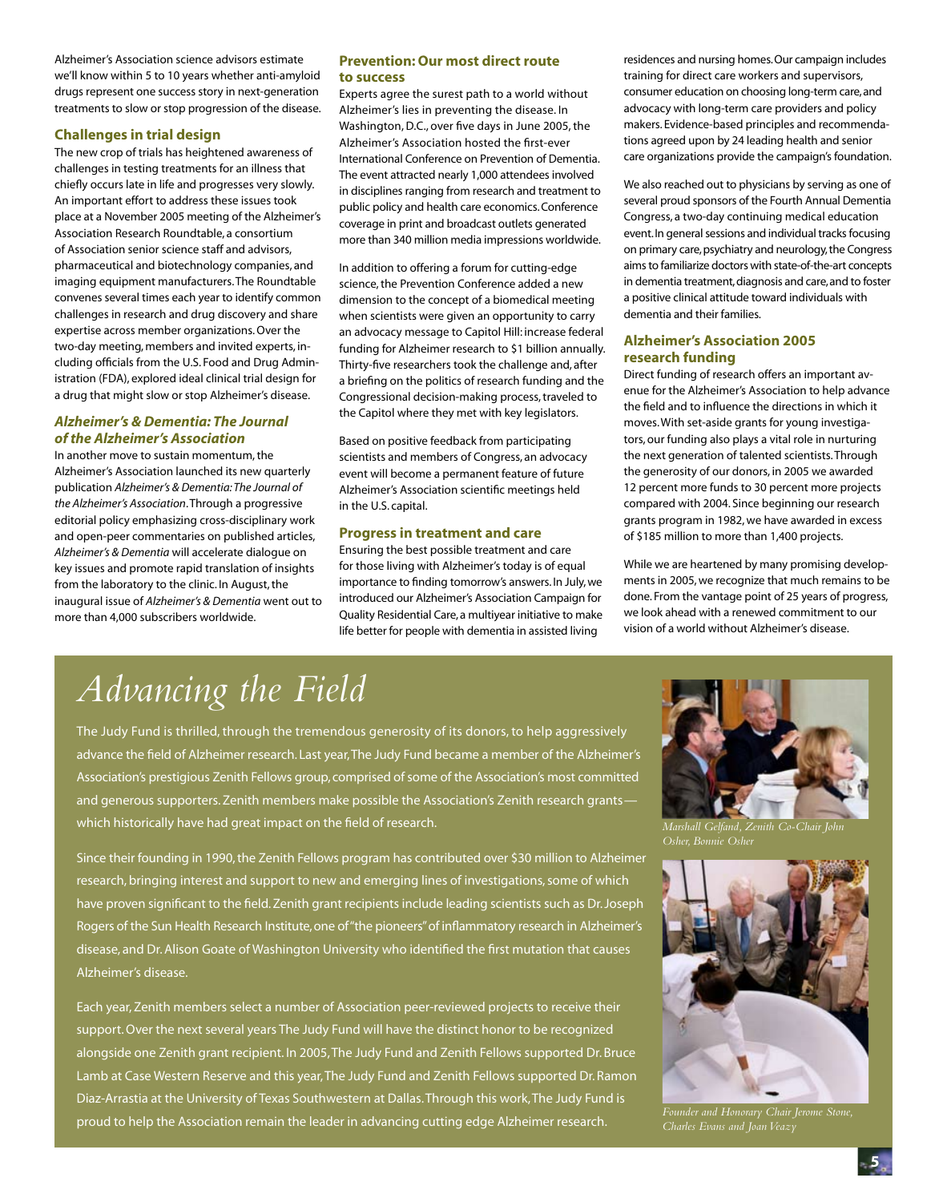Alzheimer's Association science advisors estimate we'll know within 5 to 10 years whether anti-amyloid drugs represent one success story in next-generation treatments to slow or stop progression of the disease.

### Challenges in trial design

The new crop of trials has heightened awareness of challenges in testing treatments for an illness that chiefly occurs late in life and progresses very slowly. An important effort to address these issues took place at a November 2005 meeting of the Alzheimer's Association Research Roundtable, a consortium of Association senior science staff and advisors, pharmaceutical and biotechnology companies, and imaging equipment manufacturers. The Roundtable convenes several times each year to identify common challenges in research and drug discovery and share expertise across member organizations. Over the two-day meeting, members and invited experts, including officials from the U.S. Food and Drug Administration (FDA), explored ideal clinical trial design for a drug that might slow or stop Alzheimer's disease.

### *Alzheimer's & Dementia: The Journal of the Alzheimer's Association*

In another move to sustain momentum, the Alzheimer's Association launched its new quarterly publication *Alzheimer's & Dementia: The Journal of the Alzheimer's Association*. Through a progressive editorial policy emphasizing cross-disciplinary work and open-peer commentaries on published articles, *Alzheimer's & Dementia* will accelerate dialogue on key issues and promote rapid translation of insights from the laboratory to the clinic. In August, the inaugural issue of *Alzheimer's & Dementia* went out to more than 4,000 subscribers worldwide.

### Prevention: Our most direct route to success

Experts agree the surest path to a world without Alzheimer's lies in preventing the disease. In Washington, D.C., over five days in June 2005, the Alzheimer's Association hosted the first-ever International Conference on Prevention of Dementia. The event attracted nearly 1,000 attendees involved in disciplines ranging from research and treatment to public policy and health care economics. Conference coverage in print and broadcast outlets generated more than 340 million media impressions worldwide.

In addition to offering a forum for cutting-edge science, the Prevention Conference added a new dimension to the concept of a biomedical meeting when scientists were given an opportunity to carry an advocacy message to Capitol Hill: increase federal funding for Alzheimer research to $1 billion annually. Thirty-five researchers took the challenge and, after a briefing on the politics of research funding and the Congressional decision-making process, traveled to the Capitol where they met with key legislators.

Based on positive feedback from participating scientists and members of Congress, an advocacy event will become a permanent feature of future Alzheimer's Association scientific meetings held in the U.S. capital.

### Progress in treatment and care

Ensuring the best possible treatment and care for those living with Alzheimer's today is of equal importance to finding tomorrow's answers. In July, we introduced our Alzheimer's Association Campaign for Quality Residential Care, a multiyear initiative to make life better for people with dementia in assisted living residences and nursing homes. Our campaign includes training for direct care workers and supervisors, consumer education on choosing long-term care, and advocacy with long-term care providers and policy makers. Evidence-based principles and recommendations agreed upon by 24 leading health and senior care organizations provide the campaign's foundation.

We also reached out to physicians by serving as one of several proud sponsors of the Fourth Annual Dementia Congress, a two-day continuing medical education event. In general sessions and individual tracks focusing on primary care, psychiatry and neurology, the Congress aims to familiarize doctors with state-of-the-art concepts in dementia treatment, diagnosis and care, and to foster a positive clinical attitude toward individuals with dementia and their families.

### Alzheimer's Association 2005 research funding

Direct funding of research offers an important avenue for the Alzheimer's Association to help advance the field and to influence the directions in which it moves. With set-aside grants for young investigators, our funding also plays a vital role in nurturing the next generation of talented scientists. Through the generosity of our donors, in 2005 we awarded 12 percent more funds to 30 percent more projects compared with 2004. Since beginning our research grants program in 1982, we have awarded in excess of $185 million to more than 1,400 projects.

While we are heartened by many promising developments in 2005, we recognize that much remains to be done. From the vantage point of 25 years of progress, we look ahead with a renewed commitment to our vision of a world without Alzheimer's disease.

## *Advancing the Field*

The Judy Fund is thrilled, through the tremendous generosity of its donors, to help aggressively advance the field of Alzheimer research. Last year, The Judy Fund became a member of the Alzheimer's Association's prestigious Zenith Fellows group, comprised of some of the Association's most committed and generous supporters. Zenith members make possible the Association's Zenith research grants—which historically have had great impact on the field of research.

Since their founding in 1990, the Zenith Fellows program has contributed over $30 million to Alzheimer research, bringing interest and support to new and emerging lines of investigations, some of which have proven significant to the field. Zenith grant recipients include leading scientists such as Dr. Joseph Rogers of the Sun Health Research Institute, one of "the pioneers" of inflammatory research in Alzheimer's disease, and Dr. Alison Goate of Washington University who identified the first mutation that causes Alzheimer's disease.

Each year, Zenith members select a number of Association peer-reviewed projects to receive their support. Over the next several years The Judy Fund will have the distinct honor to be recognized alongside one Zenith grant recipient. In 2005, The Judy Fund and Zenith Fellows supported Dr. Bruce Lamb at Case Western Reserve and this year, The Judy Fund and Zenith Fellows supported Dr. Ramon Diaz-Arrastia at the University of Texas Southwestern at Dallas. Through this work, The Judy Fund is proud to help the Association remain the leader in advancing cutting edge Alzheimer research.

*Marshall Gelfand, Zenith Co-Chair John Osher, Bonnie Osher*

*Founder and Honorary Chair Jerome Stone, Charles Evans and Joan Veazy*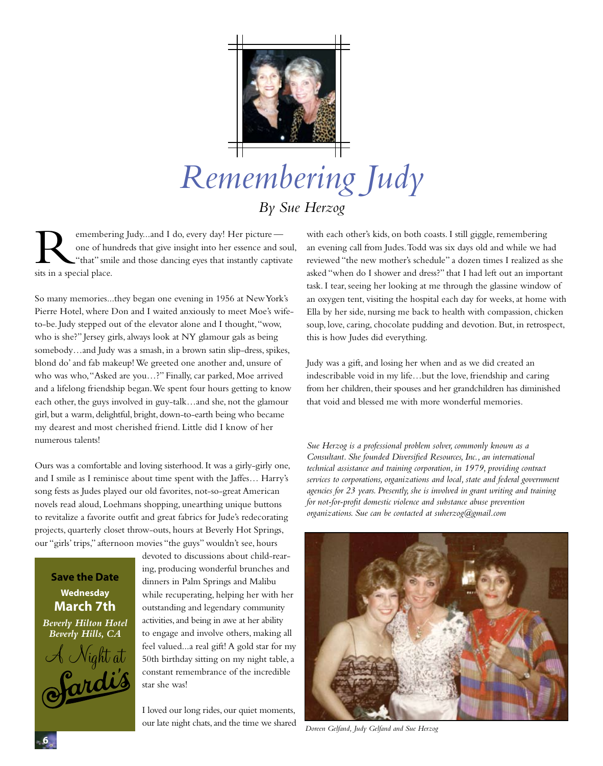# *Remembering Judy*

*By Sue Herzog*

Remembering Judy...and I do, every day! Her picture—one of hundreds that give insight into her essence and soul, "that" smile and those dancing eyes that instantly captivate sits in a special place.

So many memories...they began one evening in 1956 at New York's Pierre Hotel, where Don and I waited anxiously to meet Moe's wife-to-be. Judy stepped out of the elevator alone and I thought, "wow, who is she?" Jersey girls, always look at NY glamour gals as being somebody…and Judy was a smash, in a brown satin slip-dress, spikes, blond do' and fab makeup! We greeted one another and, unsure of who was who, "Asked are you…?" Finally, car parked, Moe arrived and a lifelong friendship began. We spent four hours getting to know each other, the guys involved in guy-talk…and she, not the glamour girl, but a warm, delightful, bright, down-to-earth being who became my dearest and most cherished friend. Little did I know of her numerous talents!

Ours was a comfortable and loving sisterhood. It was a girly-girly one, and I smile as I reminisce about time spent with the Jaffes… Harry's song fests as Judes played our old favorites, not-so-great American novels read aloud, Loehmans shopping, unearthing unique buttons to revitalize a favorite outfit and great fabrics for Jude's redecorating projects, quarterly closet throw-outs, hours at Beverly Hot Springs, our "girls' trips," afternoon movies "the guys" wouldn't see, hours devoted to discussions about child-rearing, producing wonderful brunches and dinners in Palm Springs and Malibu while recuperating, helping her with her outstanding and legendary community activities, and being in awe at her ability to engage and involve others, making all feel valued...a real gift! A gold star for my 50th birthday sitting on my night table, a constant remembrance of the incredible star she was!

I loved our long rides, our quiet moments, our late night chats, and the time we shared with each other's kids, on both coasts. I still giggle, remembering an evening call from Judes. Todd was six days old and while we had reviewed "the new mother's schedule" a dozen times I realized as she asked "when do I shower and dress?" that I had left out an important task. I tear, seeing her looking at me through the glassine window of an oxygen tent, visiting the hospital each day for weeks, at home with Ella by her side, nursing me back to health with compassion, chicken soup, love, caring, chocolate pudding and devotion. But, in retrospect, this is how Judes did everything.

Judy was a gift, and losing her when and as we did created an indescribable void in my life…but the love, friendship and caring from her children, their spouses and her grandchildren has diminished that void and blessed me with more wonderful memories.

*Sue Herzog is a professional problem solver, commonly known as a Consultant. She founded Diversified Resources, Inc., an international technical assistance and training corporation, in 1979, providing contract services to corporations, organizations and local, state and federal government agencies for 23 years. Presently, she is involved in grant writing and training for not-for-profit domestic violence and substance abuse prevention organizations. Sue can be contacted at suherzog@gmail.com*

*Doreen Gelfand, Judy Gelfand and Sue Herzog*

**Save the Date**
**Wednesday**
**March 7th**
***Beverly Hilton Hotel***
***Beverly Hills, CA***
A Night at Sardi's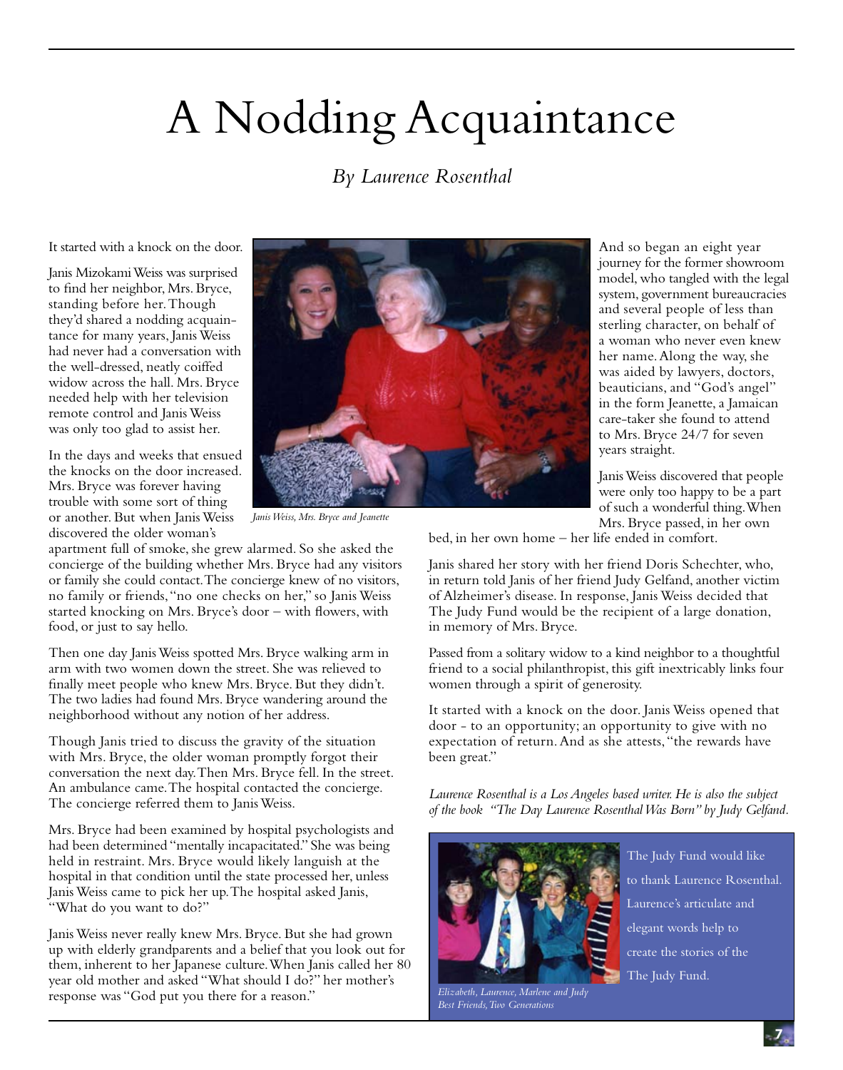# A Nodding Acquaintance

*By Laurence Rosenthal*

It started with a knock on the door.

Janis Mizokami Weiss was surprised to find her neighbor, Mrs. Bryce, standing before her. Though they'd shared a nodding acquaintance for many years, Janis Weiss had never had a conversation with the well-dressed, neatly coiffed widow across the hall. Mrs. Bryce needed help with her television remote control and Janis Weiss was only too glad to assist her.

In the days and weeks that ensued the knocks on the door increased. Mrs. Bryce was forever having trouble with some sort of thing or another. But when Janis Weiss discovered the older woman's apartment full of smoke, she grew alarmed. So she asked the concierge of the building whether Mrs. Bryce had any visitors or family she could contact. The concierge knew of no visitors, no family or friends, "no one checks on her," so Janis Weiss started knocking on Mrs. Bryce's door – with flowers, with food, or just to say hello.

*Janis Weiss, Mrs. Bryce and Jeanette*

Then one day Janis Weiss spotted Mrs. Bryce walking arm in arm with two women down the street. She was relieved to finally meet people who knew Mrs. Bryce. But they didn't. The two ladies had found Mrs. Bryce wandering around the neighborhood without any notion of her address.

Though Janis tried to discuss the gravity of the situation with Mrs. Bryce, the older woman promptly forgot their conversation the next day. Then Mrs. Bryce fell. In the street. An ambulance came. The hospital contacted the concierge. The concierge referred them to Janis Weiss.

Mrs. Bryce had been examined by hospital psychologists and had been determined "mentally incapacitated." She was being held in restraint. Mrs. Bryce would likely languish at the hospital in that condition until the state processed her, unless Janis Weiss came to pick her up. The hospital asked Janis, "What do you want to do?"

Janis Weiss never really knew Mrs. Bryce. But she had grown up with elderly grandparents and a belief that you look out for them, inherent to her Japanese culture. When Janis called her 80 year old mother and asked "What should I do?" her mother's response was "God put you there for a reason."

And so began an eight year journey for the former showroom model, who tangled with the legal system, government bureaucracies and several people of less than sterling character, on behalf of a woman who never even knew her name. Along the way, she was aided by lawyers, doctors, beauticians, and "God's angel" in the form Jeanette, a Jamaican care-taker she found to attend to Mrs. Bryce 24/7 for seven years straight.

Janis Weiss discovered that people were only too happy to be a part of such a wonderful thing. When Mrs. Bryce passed, in her own bed, in her own home – her life ended in comfort.

Janis shared her story with her friend Doris Schechter, who, in return told Janis of her friend Judy Gelfand, another victim of Alzheimer's disease. In response, Janis Weiss decided that The Judy Fund would be the recipient of a large donation, in memory of Mrs. Bryce.

Passed from a solitary widow to a kind neighbor to a thoughtful friend to a social philanthropist, this gift inextricably links four women through a spirit of generosity.

It started with a knock on the door. Janis Weiss opened that door - to an opportunity; an opportunity to give with no expectation of return. And as she attests, "the rewards have been great."

*Laurence Rosenthal is a Los Angeles based writer. He is also the subject of the book "The Day Laurence Rosenthal Was Born" by Judy Gelfand.*

*Elizabeth, Laurence, Marlene and Judy*
*Best Friends, Two Generations*

The Judy Fund would like to thank Laurence Rosenthal. Laurence's articulate and elegant words help to create the stories of the The Judy Fund.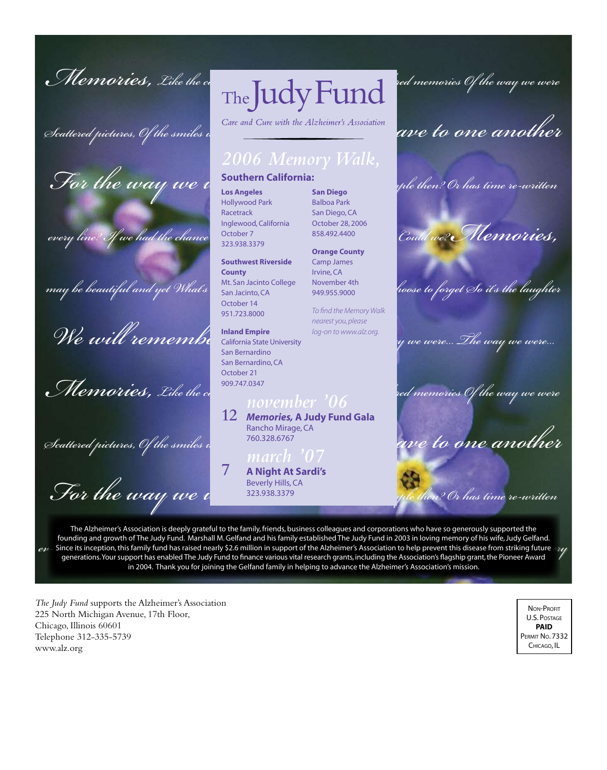# The Judy Fund

*Care and Cure with the Alzheimer's Association*

## *2006 Memory Walk,*

### Southern California:

**Los Angeles**
Hollywood Park
Racetrack
Inglewood, California
October 7
323.938.3379

**Southwest Riverside County**
Mt. San Jacinto College
San Jacinto, CA
October 14
951.723.8000

**Inland Empire**
California State University
San Bernardino
San Bernardino, CA
October 21
909.747.0347

**San Diego**
Balboa Park
San Diego, CA
October 28, 2006
858.492.4400

**Orange County**
Camp James
Irvine, CA
November 4th
949.955.9000

*To find the Memory Walk nearest you, please log-on to www.alz.org.*

## *november '06*

12 ***Memories,* A Judy Fund Gala**
Rancho Mirage, CA
760.328.6767

## *march '07*

7 **A Night At Sardi's**
Beverly Hills, CA
323.938.3379

The Alzheimer's Association is deeply grateful to the family, friends, business colleagues and corporations who have so generously supported the founding and growth of The Judy Fund. Marshall M. Gelfand and his family established The Judy Fund in 2003 in loving memory of his wife, Judy Gelfand. Since its inception, this family fund has raised nearly $2.6 million in support of the Alzheimer's Association to help prevent this disease from striking future generations. Your support has enabled The Judy Fund to finance various vital research grants, including the Association's flagship grant, the Pioneer Award in 2004. Thank you for joining the Gelfand family in helping to advance the Alzheimer's Association's mission.

*The Judy Fund* supports the Alzheimer's Association
225 North Michigan Avenue, 17th Floor,
Chicago, Illinois 60601
Telephone 312-335-5739
www.alz.org

Non-Profit
U.S. Postage
**PAID**
Permit No. 7332
Chicago, IL